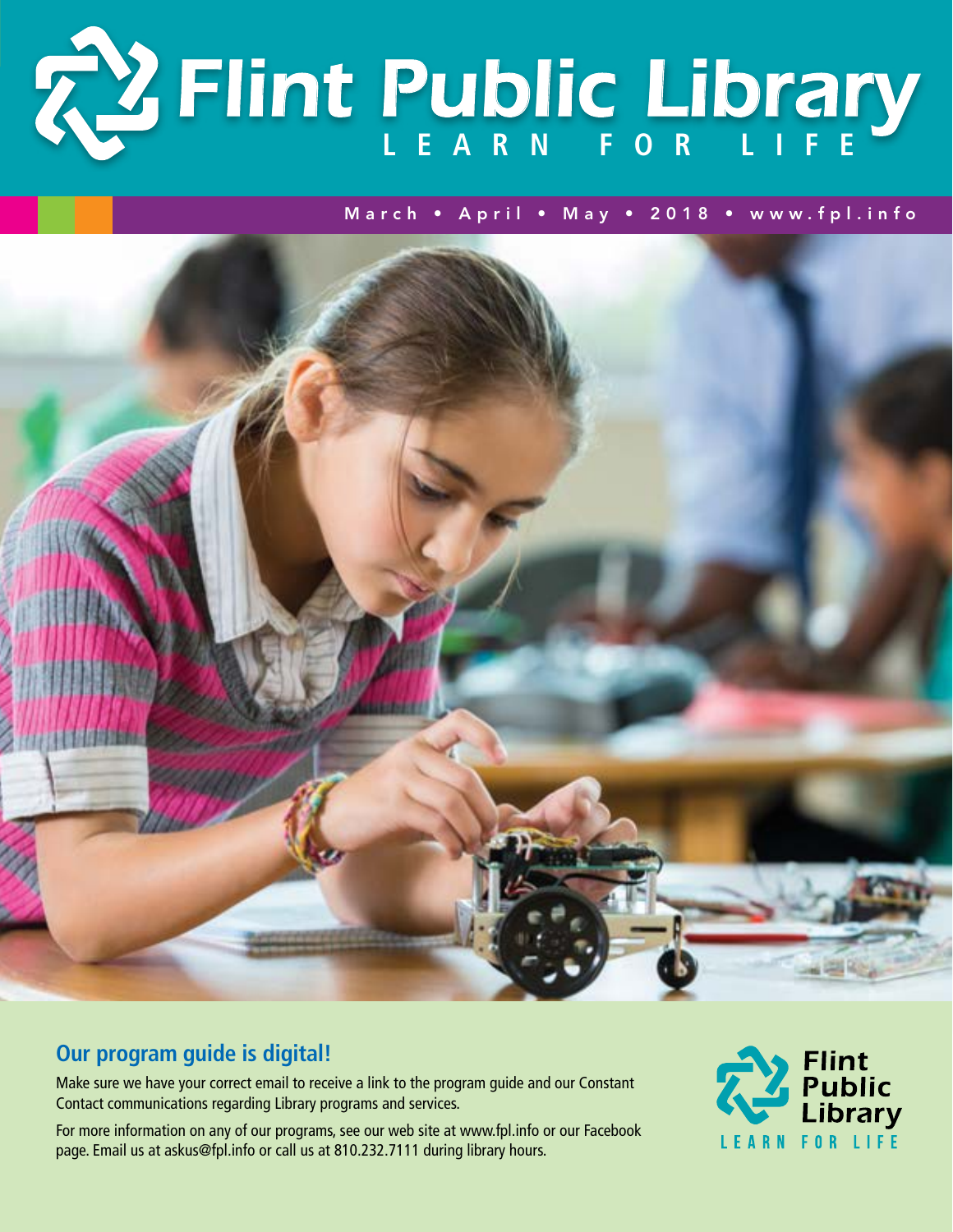# Flint Public Library

LEARN FOR LIFE

March • April • May • 2018 • www.fpl.info

## Our program guide is digital!

Make sure we have your correct email to receive a link to the program guide and our Constant Contact communications regarding Library programs and services.

For more information on any of our programs, see our web site at www.fpl.info or our Facebook page. Email us at askus@fpl.info or call us at 810.232.7111 during library hours.

Flint Public Library

LEARN FOR LIFE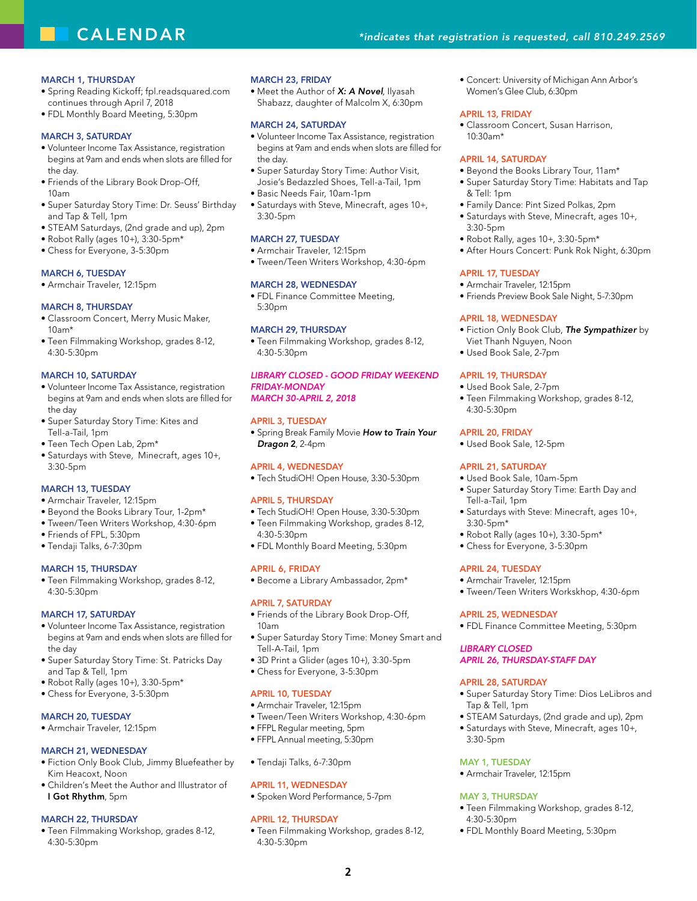# CALENDAR

*indicates that registration is requested, call 810.249.2569

### MARCH 1, THURSDAY
- Spring Reading Kickoff; fpl.readsquared.com continues through April 7, 2018
- FDL Monthly Board Meeting, 5:30pm

### MARCH 3, SATURDAY
- Volunteer Income Tax Assistance, registration begins at 9am and ends when slots are filled for the day.
- Friends of the Library Book Drop-Off, 10am
- Super Saturday Story Time: Dr. Seuss' Birthday and Tap & Tell, 1pm
- STEAM Saturdays, (2nd grade and up), 2pm
- Robot Rally (ages 10+), 3:30-5pm*
- Chess for Everyone, 3-5:30pm

### MARCH 6, TUESDAY
- Armchair Traveler, 12:15pm

### MARCH 8, THURSDAY
- Classroom Concert, Merry Music Maker, 10am*
- Teen Filmmaking Workshop, grades 8-12, 4:30-5:30pm

### MARCH 10, SATURDAY
- Volunteer Income Tax Assistance, registration begins at 9am and ends when slots are filled for the day
- Super Saturday Story Time: Kites and Tell-a-Tail, 1pm
- Teen Tech Open Lab, 2pm*
- Saturdays with Steve, Minecraft, ages 10+, 3:30-5pm

### MARCH 13, TUESDAY
- Armchair Traveler, 12:15pm
- Beyond the Books Library Tour, 1-2pm*
- Tween/Teen Writers Workshop, 4:30-6pm
- Friends of FPL, 5:30pm
- Tendaji Talks, 6-7:30pm

### MARCH 15, THURSDAY
- Teen Filmmaking Workshop, grades 8-12, 4:30-5:30pm

### MARCH 17, SATURDAY
- Volunteer Income Tax Assistance, registration begins at 9am and ends when slots are filled for the day
- Super Saturday Story Time: St. Patricks Day and Tap & Tell, 1pm
- Robot Rally (ages 10+), 3:30-5pm*
- Chess for Everyone, 3-5:30pm

### MARCH 20, TUESDAY
- Armchair Traveler, 12:15pm

### MARCH 21, WEDNESDAY
- Fiction Only Book Club, Jimmy Bluefeather by Kim Heacoxt, Noon
- Children's Meet the Author and Illustrator of **I Got Rhythm**, 5pm

### MARCH 22, THURSDAY
- Teen Filmmaking Workshop, grades 8-12, 4:30-5:30pm

### MARCH 23, FRIDAY
- Meet the Author of ***X: A Novel***, Ilyasah Shabazz, daughter of Malcolm X, 6:30pm

### MARCH 24, SATURDAY
- Volunteer Income Tax Assistance, registration begins at 9am and ends when slots are filled for the day.
- Super Saturday Story Time: Author Visit, Josie's Bedazzled Shoes, Tell-a-Tail, 1pm
- Basic Needs Fair, 10am-1pm
- Saturdays with Steve, Minecraft, ages 10+, 3:30-5pm

### MARCH 27, TUESDAY
- Armchair Traveler, 12:15pm
- Tween/Teen Writers Workshop, 4:30-6pm

### MARCH 28, WEDNESDAY
- FDL Finance Committee Meeting, 5:30pm

### MARCH 29, THURSDAY
- Teen Filmmaking Workshop, grades 8-12, 4:30-5:30pm

### *LIBRARY CLOSED - GOOD FRIDAY WEEKEND FRIDAY-MONDAY MARCH 30-APRIL 2, 2018*

### APRIL 3, TUESDAY
- Spring Break Family Movie ***How to Train Your Dragon 2***, 2-4pm

### APRIL 4, WEDNESDAY
- Tech StudiOH! Open House, 3:30-5:30pm

### APRIL 5, THURSDAY
- Tech StudiOH! Open House, 3:30-5:30pm
- Teen Filmmaking Workshop, grades 8-12, 4:30-5:30pm
- FDL Monthly Board Meeting, 5:30pm

### APRIL 6, FRIDAY
- Become a Library Ambassador, 2pm*

### APRIL 7, SATURDAY
- Friends of the Library Book Drop-Off, 10am
- Super Saturday Story Time: Money Smart and Tell-A-Tail, 1pm
- 3D Print a Glider (ages 10+), 3:30-5pm
- Chess for Everyone, 3-5:30pm

### APRIL 10, TUESDAY
- Armchair Traveler, 12:15pm
- Tween/Teen Writers Workshop, 4:30-6pm
- FFPL Regular meeting, 5pm
- FFPL Annual meeting, 5:30pm
- Tendaji Talks, 6-7:30pm

### APRIL 11, WEDNESDAY
- Spoken Word Performance, 5-7pm

### APRIL 12, THURSDAY
- Teen Filmmaking Workshop, grades 8-12, 4:30-5:30pm
- Concert: University of Michigan Ann Arbor's Women's Glee Club, 6:30pm

### APRIL 13, FRIDAY
- Classroom Concert, Susan Harrison, 10:30am*

### APRIL 14, SATURDAY
- Beyond the Books Library Tour, 11am*
- Super Saturday Story Time: Habitats and Tap & Tell: 1pm
- Family Dance: Pint Sized Polkas, 2pm
- Saturdays with Steve, Minecraft, ages 10+, 3:30-5pm
- Robot Rally, ages 10+, 3:30-5pm*
- After Hours Concert: Punk Rok Night, 6:30pm

### APRIL 17, TUESDAY
- Armchair Traveler, 12:15pm
- Friends Preview Book Sale Night, 5-7:30pm

### APRIL 18, WEDNESDAY
- Fiction Only Book Club, ***The Sympathizer*** by Viet Thanh Nguyen, Noon
- Used Book Sale, 2-7pm

### APRIL 19, THURSDAY
- Used Book Sale, 2-7pm
- Teen Filmmaking Workshop, grades 8-12, 4:30-5:30pm

### APRIL 20, FRIDAY
- Used Book Sale, 12-5pm

### APRIL 21, SATURDAY
- Used Book Sale, 10am-5pm
- Super Saturday Story Time: Earth Day and Tell-a-Tail, 1pm
- Saturdays with Steve: Minecraft, ages 10+, 3:30-5pm*
- Robot Rally (ages 10+), 3:30-5pm*
- Chess for Everyone, 3-5:30pm

### APRIL 24, TUESDAY
- Armchair Traveler, 12:15pm
- Tween/Teen Writers Workskhop, 4:30-6pm

### APRIL 25, WEDNESDAY
- FDL Finance Committee Meeting, 5:30pm

### *LIBRARY CLOSED APRIL 26, THURSDAY-STAFF DAY*

### APRIL 28, SATURDAY
- Super Saturday Story Time: Dios LeLibros and Tap & Tell, 1pm
- STEAM Saturdays, (2nd grade and up), 2pm
- Saturdays with Steve, Minecraft, ages 10+, 3:30-5pm

### MAY 1, TUESDAY
- Armchair Traveler, 12:15pm

### MAY 3, THURSDAY
- Teen Filmmaking Workshop, grades 8-12, 4:30-5:30pm
- FDL Monthly Board Meeting, 5:30pm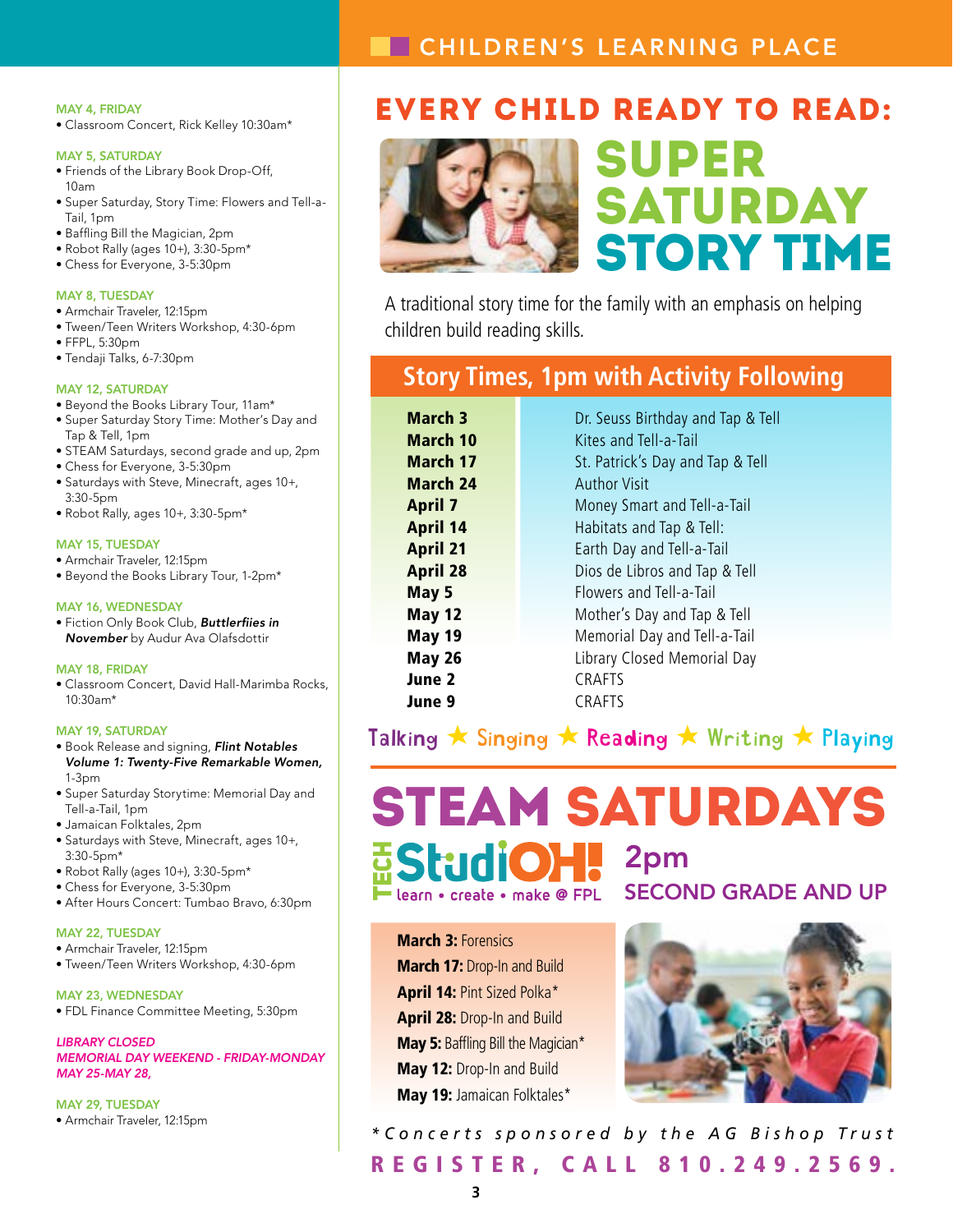CHILDREN'S LEARNING PLACE

**MAY 4, FRIDAY**
- Classroom Concert, Rick Kelley 10:30am*

**MAY 5, SATURDAY**
- Friends of the Library Book Drop-Off, 10am
- Super Saturday, Story Time: Flowers and Tell-a-Tail, 1pm
- Baffling Bill the Magician, 2pm
- Robot Rally (ages 10+), 3:30-5pm*
- Chess for Everyone, 3-5:30pm

**MAY 8, TUESDAY**
- Armchair Traveler, 12:15pm
- Tween/Teen Writers Workshop, 4:30-6pm
- FFPL, 5:30pm
- Tendaji Talks, 6-7:30pm

**MAY 12, SATURDAY**
- Beyond the Books Library Tour, 11am*
- Super Saturday Story Time: Mother's Day and Tap & Tell, 1pm
- STEAM Saturdays, second grade and up, 2pm
- Chess for Everyone, 3-5:30pm
- Saturdays with Steve, Minecraft, ages 10+, 3:30-5pm
- Robot Rally, ages 10+, 3:30-5pm*

**MAY 15, TUESDAY**
- Armchair Traveler, 12:15pm
- Beyond the Books Library Tour, 1-2pm*

**MAY 16, WEDNESDAY**
- Fiction Only Book Club, ***Buttlerfiies in November*** by Audur Ava Olafsdottir

**MAY 18, FRIDAY**
- Classroom Concert, David Hall-Marimba Rocks, 10:30am*

**MAY 19, SATURDAY**
- Book Release and signing, ***Flint Notables Volume 1: Twenty-Five Remarkable Women,*** 1-3pm
- Super Saturday Storytime: Memorial Day and Tell-a-Tail, 1pm
- Jamaican Folktales, 2pm
- Saturdays with Steve, Minecraft, ages 10+, 3:30-5pm*
- Robot Rally (ages 10+), 3:30-5pm*
- Chess for Everyone, 3-5:30pm
- After Hours Concert: Tumbao Bravo, 6:30pm

**MAY 22, TUESDAY**
- Armchair Traveler, 12:15pm
- Tween/Teen Writers Workshop, 4:30-6pm

**MAY 23, WEDNESDAY**
- FDL Finance Committee Meeting, 5:30pm

***LIBRARY CLOSED***
***MEMORIAL DAY WEEKEND - FRIDAY-MONDAY MAY 25-MAY 28,***

**MAY 29, TUESDAY**
- Armchair Traveler, 12:15pm

# EVERY CHILD READY TO READ:
# SUPER SATURDAY STORY TIME

A traditional story time for the family with an emphasis on helping children build reading skills.

## Story Times, 1pm with Activity Following

| | |
|---|---|
| **March 3** | Dr. Seuss Birthday and Tap & Tell |
| **March 10** | Kites and Tell-a-Tail |
| **March 17** | St. Patrick's Day and Tap & Tell |
| **March 24** | Author Visit |
| **April 7** | Money Smart and Tell-a-Tail |
| **April 14** | Habitats and Tap & Tell: |
| **April 21** | Earth Day and Tell-a-Tail |
| **April 28** | Dios de Libros and Tap & Tell |
| **May 5** | Flowers and Tell-a-Tail |
| **May 12** | Mother's Day and Tap & Tell |
| **May 19** | Memorial Day and Tell-a-Tail |
| **May 26** | Library Closed Memorial Day |
| **June 2** | CRAFTS |
| **June 9** | CRAFTS |

Talking ★ Singing ★ Reading ★ Writing ★ Playing

# STEAM SATURDAYS

TECH StudiOH! learn • create • make @ FPL

**2pm**
**SECOND GRADE AND UP**

**March 3:** Forensics
**March 17:** Drop-In and Build
**April 14:** Pint Sized Polka*
**April 28:** Drop-In and Build
**May 5:** Baffling Bill the Magician*
**May 12:** Drop-In and Build
**May 19:** Jamaican Folktales*

*Concerts sponsored by the AG Bishop Trust

**REGISTER, CALL 810.249.2569.**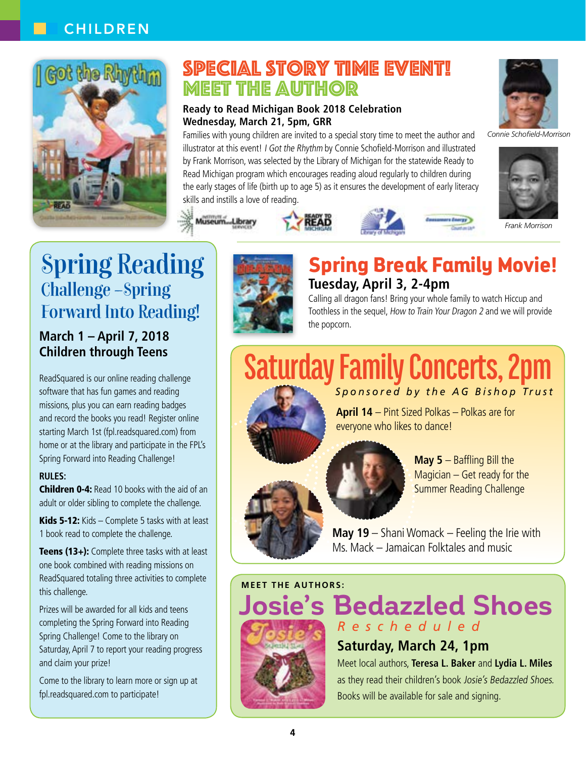# CHILDREN

## SPECIAL STORY TIME EVENT! MEET THE AUTHOR

**Ready to Read Michigan Book 2018 Celebration**
**Wednesday, March 21, 5pm, GRR**

Families with young children are invited to a special story time to meet the author and illustrator at this event! *I Got the Rhythm* by Connie Schofield-Morrison and illustrated by Frank Morrison, was selected by the Library of Michigan for the statewide Ready to Read Michigan program which encourages reading aloud regularly to children during the early stages of life (birth up to age 5) as it ensures the development of early literacy skills and instills a love of reading.

*Connie Schofield-Morrison*

*Frank Morrison*

## Spring Reading Challenge –Spring Forward Into Reading!

**March 1 – April 7, 2018**
**Children through Teens**

ReadSquared is our online reading challenge software that has fun games and reading missions, plus you can earn reading badges and record the books you read! Register online starting March 1st (fpl.readsquared.com) from home or at the library and participate in the FPL's Spring Forward into Reading Challenge!

**RULES:**

**Children 0-4:** Read 10 books with the aid of an adult or older sibling to complete the challenge.

**Kids 5-12:** Kids – Complete 5 tasks with at least 1 book read to complete the challenge.

**Teens (13+):** Complete three tasks with at least one book combined with reading missions on ReadSquared totaling three activities to complete this challenge.

Prizes will be awarded for all kids and teens completing the Spring Forward into Reading Spring Challenge! Come to the library on Saturday, April 7 to report your reading progress and claim your prize!

Come to the library to learn more or sign up at fpl.readsquared.com to participate!

## Spring Break Family Movie!

**Tuesday, April 3, 2-4pm**

Calling all dragon fans! Bring your whole family to watch Hiccup and Toothless in the sequel, *How to Train Your Dragon 2* and we will provide the popcorn.

## Saturday Family Concerts, 2pm

*Sponsored by the AG Bishop Trust*

**April 14** – Pint Sized Polkas – Polkas are for everyone who likes to dance!

**May 5** – Baffling Bill the Magician – Get ready for the Summer Reading Challenge

**May 19** – Shani Womack – Feeling the Irie with Ms. Mack – Jamaican Folktales and music

**MEET THE AUTHORS:**

## Josie's Bedazzled Shoes

*Rescheduled*

**Saturday, March 24, 1pm**

Meet local authors, **Teresa L. Baker** and **Lydia L. Miles** as they read their children's book *Josie's Bedazzled Shoes.* Books will be available for sale and signing.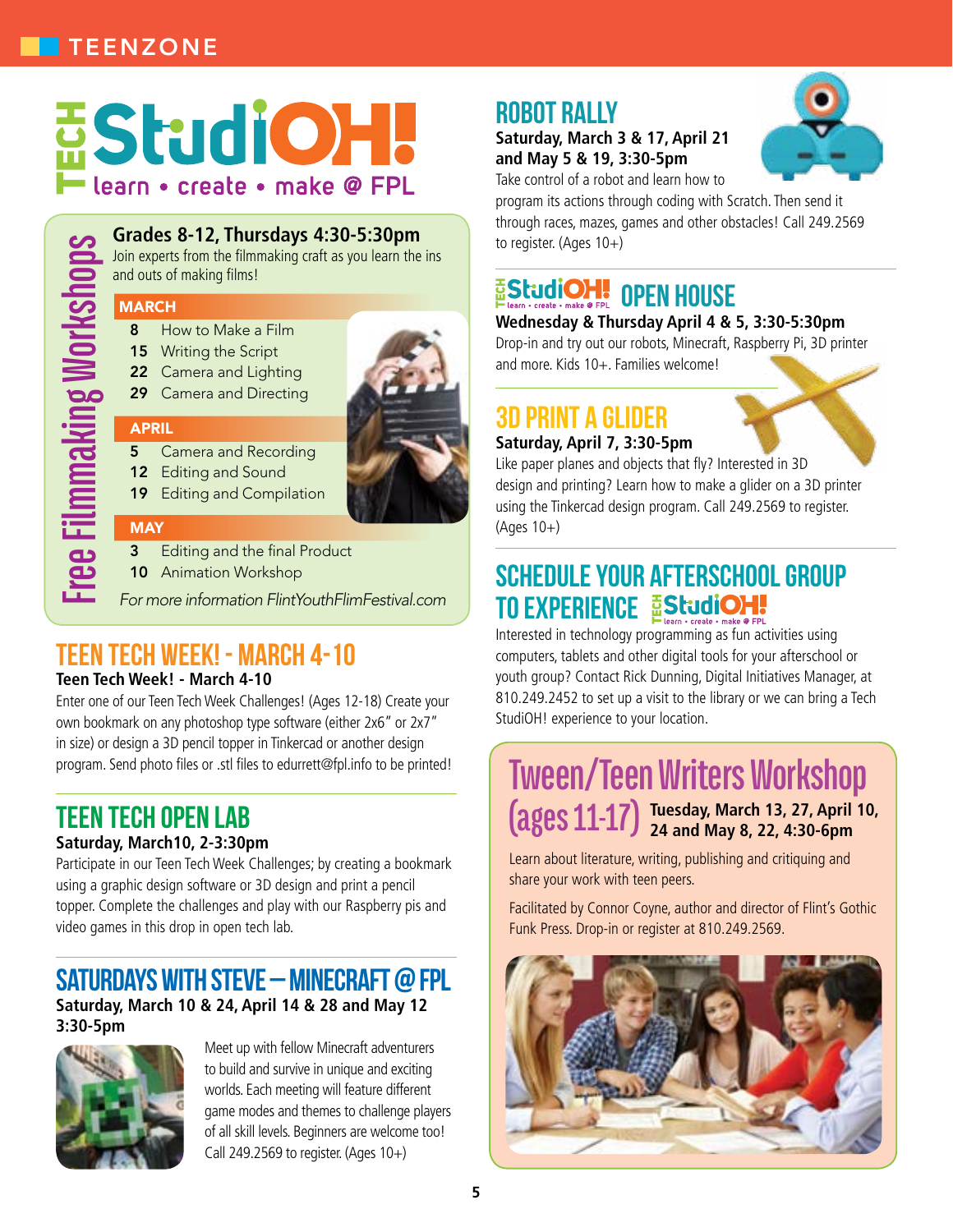TEENZONE

# TECH StudiOH!
learn • create • make @ FPL

## Free Filmmaking Workshops

**Grades 8-12, Thursdays 4:30-5:30pm**
Join experts from the filmmaking craft as you learn the ins and outs of making films!

**MARCH**
- 8 How to Make a Film
- 15 Writing the Script
- 22 Camera and Lighting
- 29 Camera and Directing

**APRIL**
- 5 Camera and Recording
- 12 Editing and Sound
- 19 Editing and Compilation

**MAY**
- 3 Editing and the final Product
- 10 Animation Workshop

*For more information FlintYouthFlimFestival.com*

## TEEN TECH WEEK! - MARCH 4-10

**Teen Tech Week! - March 4-10**
Enter one of our Teen Tech Week Challenges! (Ages 12-18) Create your own bookmark on any photoshop type software (either 2x6" or 2x7" in size) or design a 3D pencil topper in Tinkercad or another design program. Send photo files or .stl files to edurrett@fpl.info to be printed!

## TEEN TECH OPEN LAB

**Saturday, March10, 2-3:30pm**
Participate in our Teen Tech Week Challenges; by creating a bookmark using a graphic design software or 3D design and print a pencil topper. Complete the challenges and play with our Raspberry pis and video games in this drop in open tech lab.

## SATURDAYS WITH STEVE – MINECRAFT @ FPL

**Saturday, March 10 & 24, April 14 & 28 and May 12 3:30-5pm**
Meet up with fellow Minecraft adventurers to build and survive in unique and exciting worlds. Each meeting will feature different game modes and themes to challenge players of all skill levels. Beginners are welcome too! Call 249.2569 to register. (Ages 10+)

## ROBOT RALLY

**Saturday, March 3 & 17, April 21 and May 5 & 19, 3:30-5pm**
Take control of a robot and learn how to program its actions through coding with Scratch. Then send it through races, mazes, games and other obstacles! Call 249.2569 to register. (Ages 10+)

## TECH StudiOH! OPEN HOUSE

**Wednesday & Thursday April 4 & 5, 3:30-5:30pm**
Drop-in and try out our robots, Minecraft, Raspberry Pi, 3D printer and more. Kids 10+. Families welcome!

## 3D PRINT A GLIDER

**Saturday, April 7, 3:30-5pm**
Like paper planes and objects that fly? Interested in 3D design and printing? Learn how to make a glider on a 3D printer using the Tinkercad design program. Call 249.2569 to register. (Ages 10+)

## SCHEDULE YOUR AFTERSCHOOL GROUP TO EXPERIENCE TECH StudiOH!

Interested in technology programming as fun activities using computers, tablets and other digital tools for your afterschool or youth group? Contact Rick Dunning, Digital Initiatives Manager, at 810.249.2452 to set up a visit to the library or we can bring a Tech StudiOH! experience to your location.

## Tween/Teen Writers Workshop (ages 11-17)

**Tuesday, March 13, 27, April 10, 24 and May 8, 22, 4:30-6pm**

Learn about literature, writing, publishing and critiquing and share your work with teen peers.

Facilitated by Connor Coyne, author and director of Flint's Gothic Funk Press. Drop-in or register at 810.249.2569.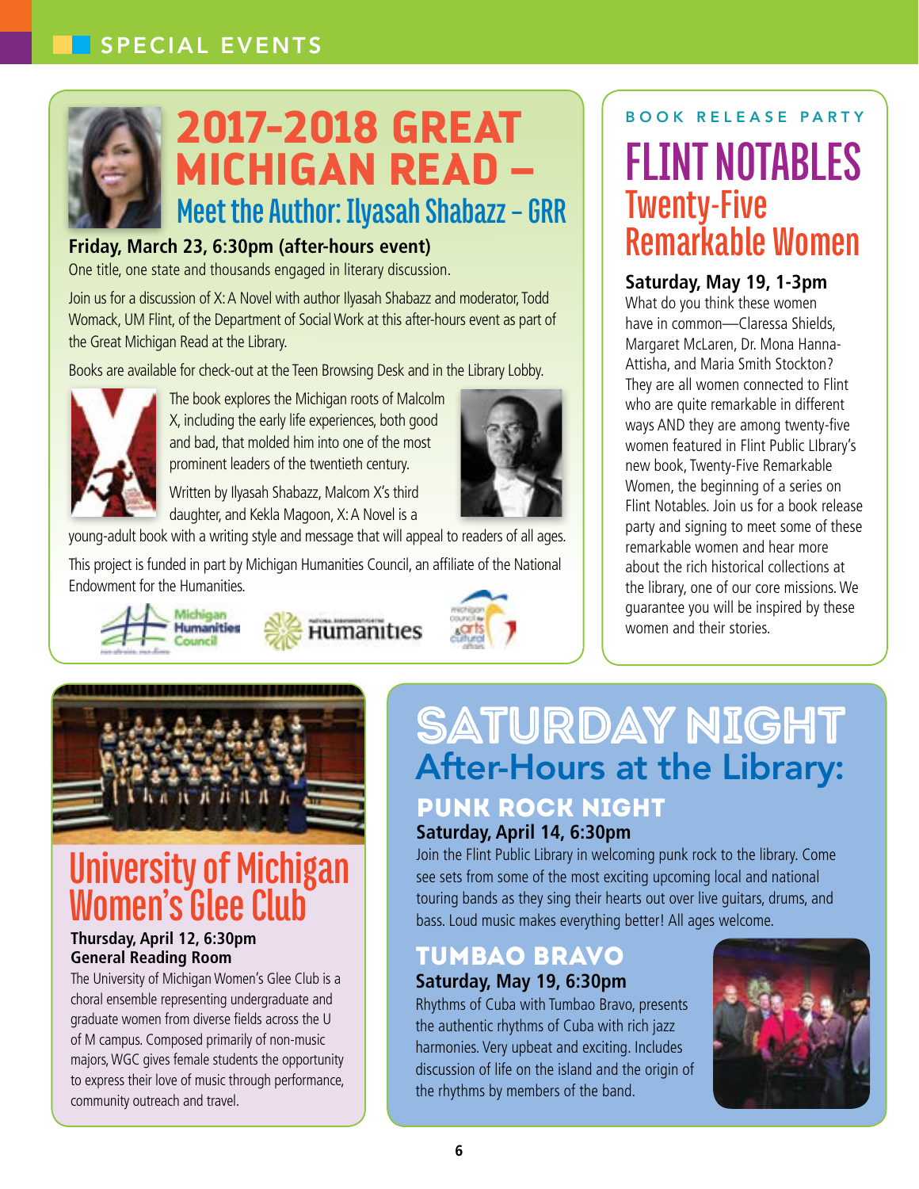# SPECIAL EVENTS

## 2017-2018 GREAT MICHIGAN READ –

### Meet the Author: Ilyasah Shabazz – GRR

**Friday, March 23, 6:30pm (after-hours event)**

One title, one state and thousands engaged in literary discussion.

Join us for a discussion of X: A Novel with author Ilyasah Shabazz and moderator, Todd Womack, UM Flint, of the Department of Social Work at this after-hours event as part of the Great Michigan Read at the Library.

Books are available for check-out at the Teen Browsing Desk and in the Library Lobby.

The book explores the Michigan roots of Malcolm X, including the early life experiences, both good and bad, that molded him into one of the most prominent leaders of the twentieth century.

Written by Ilyasah Shabazz, Malcom X's third daughter, and Kekla Magoon, X: A Novel is a young-adult book with a writing style and message that will appeal to readers of all ages.

This project is funded in part by Michigan Humanities Council, an affiliate of the National Endowment for the Humanities.

BOOK RELEASE PARTY

## FLINT NOTABLES

### Twenty-Five Remarkable Women

**Saturday, May 19, 1-3pm**

What do you think these women have in common—Claressa Shields, Margaret McLaren, Dr. Mona Hanna-Attisha, and Maria Smith Stockton? They are all women connected to Flint who are quite remarkable in different ways AND they are among twenty-five women featured in Flint Public LIbrary's new book, Twenty-Five Remarkable Women, the beginning of a series on Flint Notables. Join us for a book release party and signing to meet some of these remarkable women and hear more about the rich historical collections at the library, one of our core missions. We guarantee you will be inspired by these women and their stories.

## University of Michigan Women's Glee Club

**Thursday, April 12, 6:30pm**
**General Reading Room**

The University of Michigan Women's Glee Club is a choral ensemble representing undergraduate and graduate women from diverse fields across the U of M campus. Composed primarily of non-music majors, WGC gives female students the opportunity to express their love of music through performance, community outreach and travel.

## SATURDAY NIGHT

### After-Hours at the Library:

### PUNK ROCK NIGHT

**Saturday, April 14, 6:30pm**

Join the Flint Public Library in welcoming punk rock to the library. Come see sets from some of the most exciting upcoming local and national touring bands as they sing their hearts out over live guitars, drums, and bass. Loud music makes everything better! All ages welcome.

### TUMBAO BRAVO

**Saturday, May 19, 6:30pm**

Rhythms of Cuba with Tumbao Bravo, presents the authentic rhythms of Cuba with rich jazz harmonies. Very upbeat and exciting. Includes discussion of life on the island and the origin of the rhythms by members of the band.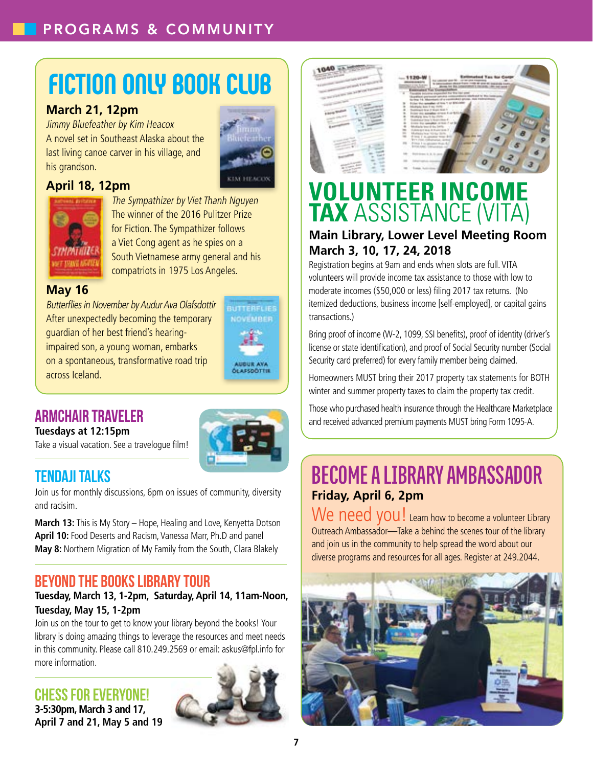# FICTION ONLY BOOK CLUB

**March 21, 12pm**
*Jimmy Bluefeather by Kim Heacox*
A novel set in Southeast Alaska about the last living canoe carver in his village, and his grandson.

**April 18, 12pm**
*The Sympathizer by Viet Thanh Nguyen*
The winner of the 2016 Pulitzer Prize for Fiction. The Sympathizer follows a Viet Cong agent as he spies on a South Vietnamese army general and his compatriots in 1975 Los Angeles.

**May 16**
*Butterflies in November by Audur Ava Olafsdottir*
After unexpectedly becoming the temporary guardian of her best friend's hearing-impaired son, a young woman, embarks on a spontaneous, transformative road trip across Iceland.

## ARMCHAIR TRAVELER

**Tuesdays at 12:15pm**
Take a visual vacation. See a travelogue film!

## TENDAJI TALKS

Join us for monthly discussions, 6pm on issues of community, diversity and racisim.

**March 13:** This is My Story – Hope, Healing and Love, Kenyetta Dotson
**April 10:** Food Deserts and Racism, Vanessa Marr, Ph.D and panel
**May 8:** Northern Migration of My Family from the South, Clara Blakely

## BEYOND THE BOOKS LIBRARY TOUR

**Tuesday, March 13, 1-2pm, Saturday, April 14, 11am-Noon, Tuesday, May 15, 1-2pm**

Join us on the tour to get to know your library beyond the books! Your library is doing amazing things to leverage the resources and meet needs in this community. Please call 810.249.2569 or email: askus@fpl.info for more information.

## CHESS FOR EVERYONE!

**3-5:30pm, March 3 and 17, April 7 and 21, May 5 and 19**

# VOLUNTEER INCOME TAX ASSISTANCE (VITA)

**Main Library, Lower Level Meeting Room**
**March 3, 10, 17, 24, 2018**

Registration begins at 9am and ends when slots are full. VITA volunteers will provide income tax assistance to those with low to moderate incomes ($50,000 or less) filing 2017 tax returns. (No itemized deductions, business income [self-employed], or capital gains transactions.)

Bring proof of income (W-2, 1099, SSI benefits), proof of identity (driver's license or state identification), and proof of Social Security number (Social Security card preferred) for every family member being claimed.

Homeowners MUST bring their 2017 property tax statements for BOTH winter and summer property taxes to claim the property tax credit.

Those who purchased health insurance through the Healthcare Marketplace and received advanced premium payments MUST bring Form 1095-A.

# BECOME A LIBRARY AMBASSADOR

**Friday, April 6, 2pm**

We need you! Learn how to become a volunteer Library Outreach Ambassador—Take a behind the scenes tour of the library and join us in the community to help spread the word about our diverse programs and resources for all ages. Register at 249.2044.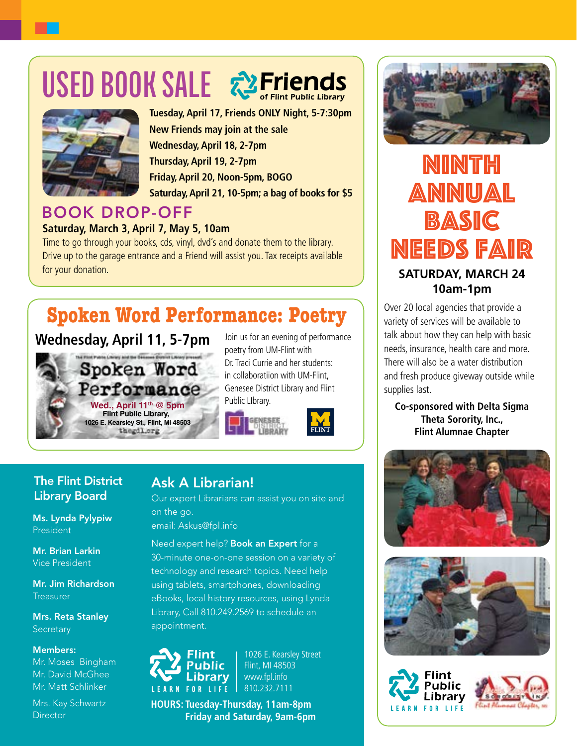# USED BOOK SALE

Friends of Flint Public Library

**Tuesday, April 17, Friends ONLY Night, 5-7:30pm**
**New Friends may join at the sale**
**Wednesday, April 18, 2-7pm**
**Thursday, April 19, 2-7pm**
**Friday, April 20, Noon-5pm, BOGO**
**Saturday, April 21, 10-5pm; a bag of books for $5**

## BOOK DROP-OFF

**Saturday, March 3, April 7, May 5, 10am**

Time to go through your books, cds, vinyl, dvd's and donate them to the library. Drive up to the garage entrance and a Friend will assist you. Tax receipts available for your donation.

# Spoken Word Performance: Poetry

**Wednesday, April 11, 5-7pm**

The Flint Public Library and the Genesee District Library present
Spoken Word Performance
Wed., April 11th @ 5pm
Flint Public Library,
1026 E. Kearsley St., Flint, MI 48503
thegdl.org

Join us for an evening of performance poetry from UM-Flint with Dr. Traci Currie and her students: in collaboratiion with UM-Flint, Genesee District Library and Flint Public LIbrary.

# NINTH ANNUAL BASIC NEEDS FAIR

**SATURDAY, MARCH 24**
**10am-1pm**

Over 20 local agencies that provide a variety of services will be available to talk about how they can help with basic needs, insurance, health care and more. There will also be a water distribution and fresh produce giveway outside while supplies last.

**Co-sponsored with Delta Sigma Theta Sorority, Inc., Flint Alumnae Chapter**

## The Flint District Library Board

**Ms. Lynda Pylypiw**
President

**Mr. Brian Larkin**
Vice President

**Mr. Jim Richardson**
Treasurer

**Mrs. Reta Stanley**
Secretary

**Members:**
Mr. Moses Bingham
Mr. David McGhee
Mr. Matt Schlinker

Mrs. Kay Schwartz
Director

## Ask A Librarian!

Our expert Librarians can assist you on site and on the go.
email: Askus@fpl.info

Need expert help? **Book an Expert** for a 30-minute one-on-one session on a variety of technology and research topics. Need help using tablets, smartphones, downloading eBooks, local history resources, using Lynda Library, Call 810.249.2569 to schedule an appointment.

Flint Public Library
LEARN FOR LIFE

1026 E. Kearsley Street
Flint, MI 48503
www.fpl.info
810.232.7111

**HOURS: Tuesday-Thursday, 11am-8pm**
**Friday and Saturday, 9am-6pm**